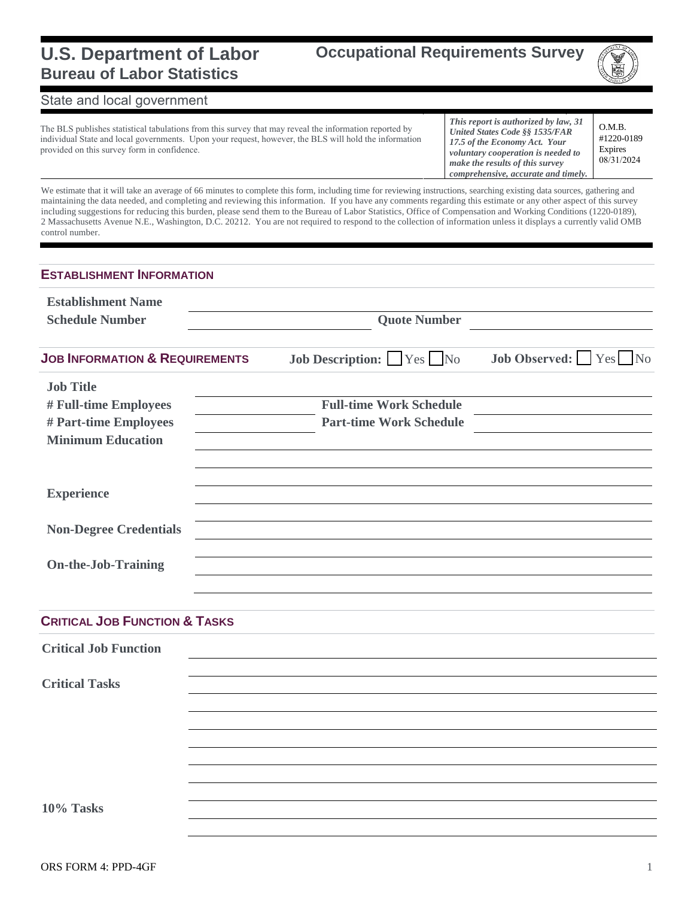# U.S. Department of Labor
## Bureau of Labor Statistics

## Occupational Requirements Survey

State and local government

The BLS publishes statistical tabulations from this survey that may reveal the information reported by individual State and local governments. Upon your request, however, the BLS will hold the information provided on this survey form in confidence.

***This report is authorized by law, 31 United States Code §§ 1535/FAR 17.5 of the Economy Act. Your voluntary cooperation is needed to make the results of this survey comprehensive, accurate and timely.***

O.M.B. #1220-0189 Expires 08/31/2024

We estimate that it will take an average of 66 minutes to complete this form, including time for reviewing instructions, searching existing data sources, gathering and maintaining the data needed, and completing and reviewing this information. If you have any comments regarding this estimate or any other aspect of this survey including suggestions for reducing this burden, please send them to the Bureau of Labor Statistics, Office of Compensation and Working Conditions (1220-0189), 2 Massachusetts Avenue N.E., Washington, D.C. 20212. You are not required to respond to the collection of information unless it displays a currently valid OMB control number.

### ESTABLISHMENT INFORMATION

**Establishment Name** \_\_\_\_\_\_\_\_\_\_\_\_\_\_\_\_\_\_\_\_

**Schedule Number** \_\_\_\_\_\_\_\_\_\_ **Quote Number** \_\_\_\_\_\_\_\_\_\_

### JOB INFORMATION & REQUIREMENTS

**Job Description:** ☐ Yes ☐ No **Job Observed:** ☐ Yes ☐ No

**Job Title** \_\_\_\_\_\_\_\_\_\_\_\_\_\_\_\_\_\_\_\_

**# Full-time Employees** \_\_\_\_\_\_\_\_\_\_ **Full-time Work Schedule** \_\_\_\_\_\_\_\_\_\_

**# Part-time Employees** \_\_\_\_\_\_\_\_\_\_ **Part-time Work Schedule** \_\_\_\_\_\_\_\_\_\_

**Minimum Education** \_\_\_\_\_\_\_\_\_\_\_\_\_\_\_\_\_\_\_\_

**Experience** \_\_\_\_\_\_\_\_\_\_\_\_\_\_\_\_\_\_\_\_

**Non-Degree Credentials** \_\_\_\_\_\_\_\_\_\_\_\_\_\_\_\_\_\_\_\_

**On-the-Job-Training** \_\_\_\_\_\_\_\_\_\_\_\_\_\_\_\_\_\_\_\_

### CRITICAL JOB FUNCTION & TASKS

**Critical Job Function** \_\_\_\_\_\_\_\_\_\_\_\_\_\_\_\_\_\_\_\_

**Critical Tasks** \_\_\_\_\_\_\_\_\_\_\_\_\_\_\_\_\_\_\_\_

**10% Tasks** \_\_\_\_\_\_\_\_\_\_\_\_\_\_\_\_\_\_\_\_

ORS FORM 4: PPD-4GF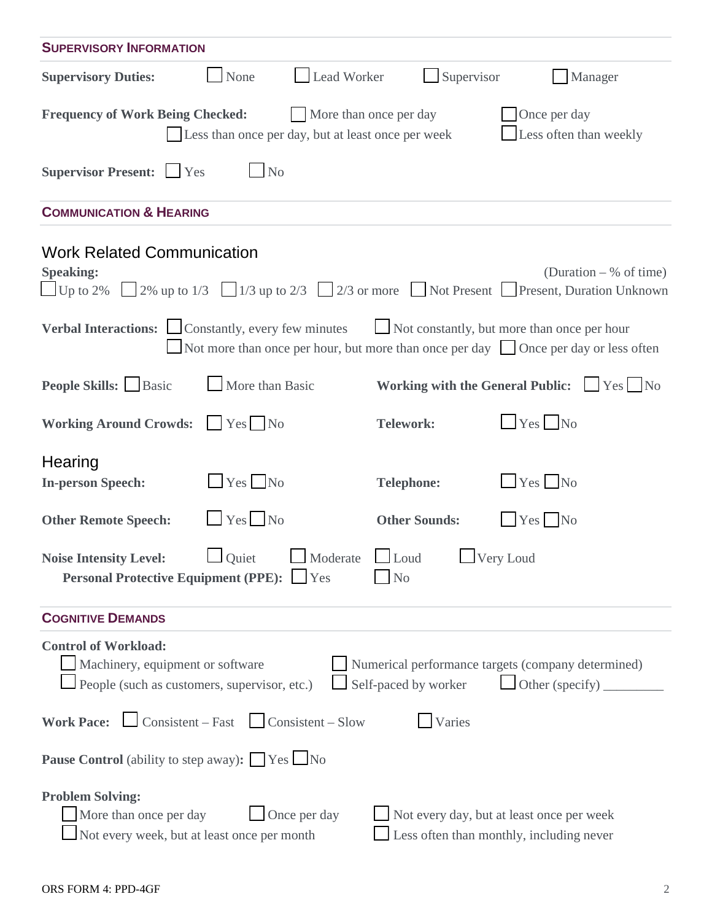## SUPERVISORY INFORMATION

**Supervisory Duties:** ☐ None ☐ Lead Worker ☐ Supervisor ☐ Manager

**Frequency of Work Being Checked:** ☐ More than once per day ☐ Once per day ☐ Less than once per day, but at least once per week ☐ Less often than weekly

**Supervisor Present:** ☐ Yes ☐ No

## COMMUNICATION & HEARING

### Work Related Communication

**Speaking:** (Duration – % of time)
☐ Up to 2% ☐ 2% up to 1/3 ☐ 1/3 up to 2/3 ☐ 2/3 or more ☐ Not Present ☐ Present, Duration Unknown

**Verbal Interactions:** ☐ Constantly, every few minutes ☐ Not constantly, but more than once per hour ☐ Not more than once per hour, but more than once per day ☐ Once per day or less often

**People Skills:** ☐ Basic ☐ More than Basic

**Working with the General Public:** ☐ Yes ☐ No

**Working Around Crowds:** ☐ Yes ☐ No

**Telework:** ☐ Yes ☐ No

### Hearing

**In-person Speech:** ☐ Yes ☐ No

**Telephone:** ☐ Yes ☐ No

**Other Remote Speech:** ☐ Yes ☐ No

**Other Sounds:** ☐ Yes ☐ No

**Noise Intensity Level:** ☐ Quiet ☐ Moderate ☐ Loud ☐ Very Loud

**Personal Protective Equipment (PPE):** ☐ Yes ☐ No

## COGNITIVE DEMANDS

**Control of Workload:**
☐ Machinery, equipment or software
☐ Numerical performance targets (company determined)
☐ People (such as customers, supervisor, etc.)
☐ Self-paced by worker
☐ Other (specify) _________

**Work Pace:** ☐ Consistent – Fast ☐ Consistent – Slow ☐ Varies

**Pause Control** (ability to step away)**:** ☐ Yes ☐ No

**Problem Solving:**
☐ More than once per day ☐ Once per day ☐ Not every day, but at least once per week
☐ Not every week, but at least once per month ☐ Less often than monthly, including never

ORS FORM 4: PPD-4GF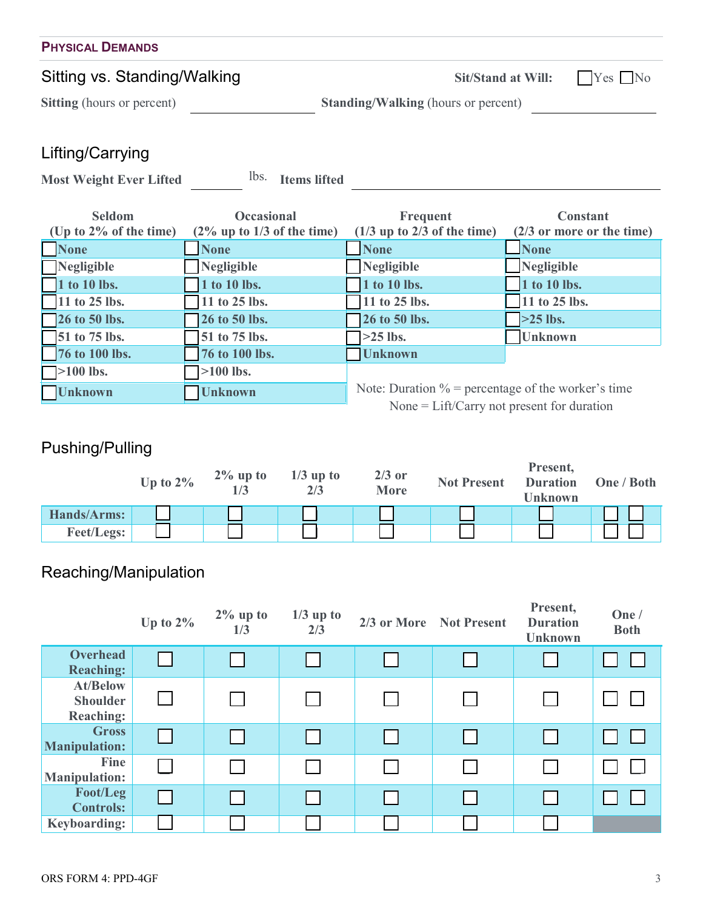## PHYSICAL DEMANDS

### Sitting vs. Standing/Walking

**Sit/Stand at Will:** ☐ Yes ☐ No

**Sitting** (hours or percent) ______________ **Standing/Walking** (hours or percent) ______________

### Lifting/Carrying

**Most Weight Ever Lifted** ________ lbs. **Items lifted** ______________________________

| Seldom (Up to 2% of the time) | Occasional (2% up to 1/3 of the time) | Frequent (1/3 up to 2/3 of the time) | Constant (2/3 or more or the time) |
|---|---|---|---|
| ☐ None | ☐ None | ☐ None | ☐ None |
| ☐ Negligible | ☐ Negligible | ☐ Negligible | ☐ Negligible |
| ☐ 1 to 10 lbs. | ☐ 1 to 10 lbs. | ☐ 1 to 10 lbs. | ☐ 1 to 10 lbs. |
| ☐ 11 to 25 lbs. | ☐ 11 to 25 lbs. | ☐ 11 to 25 lbs. | ☐ 11 to 25 lbs. |
| ☐ 26 to 50 lbs. | ☐ 26 to 50 lbs. | ☐ 26 to 50 lbs. | ☐ >25 lbs. |
| ☐ 51 to 75 lbs. | ☐ 51 to 75 lbs. | ☐ >25 lbs. | ☐ Unknown |
| ☐ 76 to 100 lbs. | ☐ 76 to 100 lbs. | ☐ Unknown | |
| ☐ >100 lbs. | ☐ >100 lbs. | | |
| ☐ Unknown | ☐ Unknown | | |

Note: Duration % = percentage of the worker's time
None = Lift/Carry not present for duration

### Pushing/Pulling

| | Up to 2% | 2% up to 1/3 | 1/3 up to 2/3 | 2/3 or More | Not Present | Present, Duration Unknown | One / Both |
|---|---|---|---|---|---|---|---|
| **Hands/Arms:** | ☐ | ☐ | ☐ | ☐ | ☐ | ☐ | ☐ ☐ |
| **Feet/Legs:** | ☐ | ☐ | ☐ | ☐ | ☐ | ☐ | ☐ ☐ |

### Reaching/Manipulation

| | Up to 2% | 2% up to 1/3 | 1/3 up to 2/3 | 2/3 or More | Not Present | Present, Duration Unknown | One / Both |
|---|---|---|---|---|---|---|---|
| **Overhead Reaching:** | ☐ | ☐ | ☐ | ☐ | ☐ | ☐ | ☐ ☐ |
| **At/Below Shoulder Reaching:** | ☐ | ☐ | ☐ | ☐ | ☐ | ☐ | ☐ ☐ |
| **Gross Manipulation:** | ☐ | ☐ | ☐ | ☐ | ☐ | ☐ | ☐ ☐ |
| **Fine Manipulation:** | ☐ | ☐ | ☐ | ☐ | ☐ | ☐ | ☐ ☐ |
| **Foot/Leg Controls:** | ☐ | ☐ | ☐ | ☐ | ☐ | ☐ | ☐ ☐ |
| **Keyboarding:** | ☐ | ☐ | ☐ | ☐ | ☐ | ☐ | |

ORS FORM 4: PPD-4GF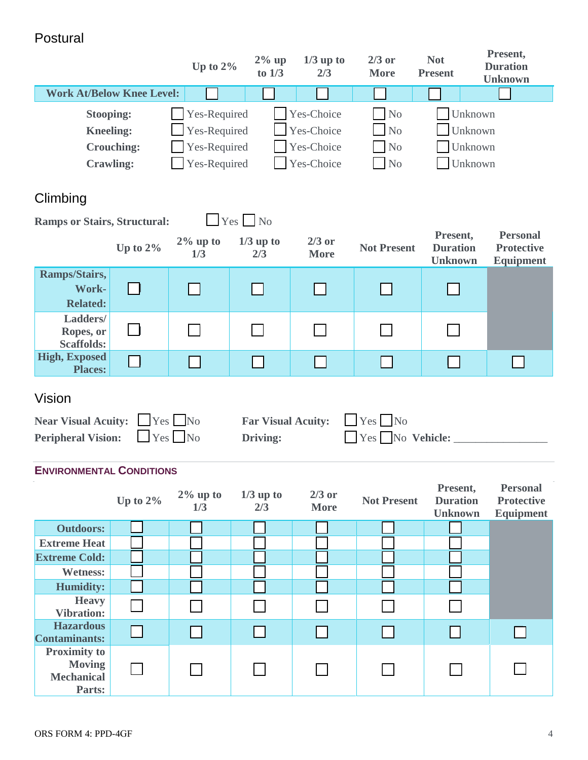## Postural

| | Up to 2% | 2% up to 1/3 | 1/3 up to 2/3 | 2/3 or More | Not Present | Present, Duration Unknown |
|---|---|---|---|---|---|---|
| **Work At/Below Knee Level:** | ☐ | ☐ | ☐ | ☐ | ☐ | ☐ |

| | | | | |
|---|---|---|---|---|
| **Stooping:** | ☐ Yes-Required | ☐ Yes-Choice | ☐ No | ☐ Unknown |
| **Kneeling:** | ☐ Yes-Required | ☐ Yes-Choice | ☐ No | ☐ Unknown |
| **Crouching:** | ☐ Yes-Required | ☐ Yes-Choice | ☐ No | ☐ Unknown |
| **Crawling:** | ☐ Yes-Required | ☐ Yes-Choice | ☐ No | ☐ Unknown |

## Climbing

**Ramps or Stairs, Structural:** ☐ Yes ☐ No

| | Up to 2% | 2% up to 1/3 | 1/3 up to 2/3 | 2/3 or More | Not Present | Present, Duration Unknown | Personal Protective Equipment |
|---|---|---|---|---|---|---|---|
| **Ramps/Stairs, Work-Related:** | ☐ | ☐ | ☐ | ☐ | ☐ | ☐ | |
| **Ladders/ Ropes, or Scaffolds:** | ☐ | ☐ | ☐ | ☐ | ☐ | ☐ | |
| **High, Exposed Places:** | ☐ | ☐ | ☐ | ☐ | ☐ | ☐ | ☐ |

## Vision

**Near Visual Acuity:** ☐ Yes ☐ No **Far Visual Acuity:** ☐ Yes ☐ No

**Peripheral Vision:** ☐ Yes ☐ No **Driving:** ☐ Yes ☐ No **Vehicle:** ________________

## Environmental Conditions

| | Up to 2% | 2% up to 1/3 | 1/3 up to 2/3 | 2/3 or More | Not Present | Present, Duration Unknown | Personal Protective Equipment |
|---|---|---|---|---|---|---|---|
| **Outdoors:** | ☐ | ☐ | ☐ | ☐ | ☐ | ☐ | |
| **Extreme Heat** | ☐ | ☐ | ☐ | ☐ | ☐ | ☐ | |
| **Extreme Cold:** | ☐ | ☐ | ☐ | ☐ | ☐ | ☐ | |
| **Wetness:** | ☐ | ☐ | ☐ | ☐ | ☐ | ☐ | |
| **Humidity:** | ☐ | ☐ | ☐ | ☐ | ☐ | ☐ | |
| **Heavy Vibration:** | ☐ | ☐ | ☐ | ☐ | ☐ | ☐ | |
| **Hazardous Contaminants:** | ☐ | ☐ | ☐ | ☐ | ☐ | ☐ | ☐ |
| **Proximity to Moving Mechanical Parts:** | ☐ | ☐ | ☐ | ☐ | ☐ | ☐ | ☐ |

ORS FORM 4: PPD-4GF